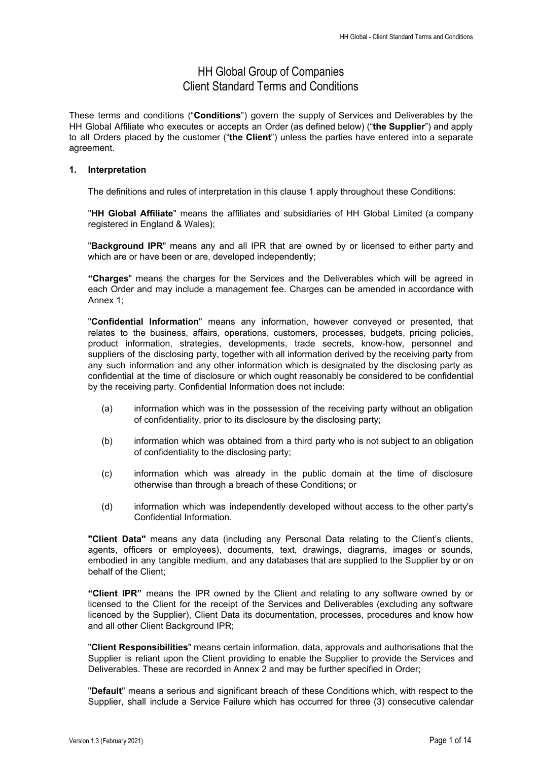# HH Global Group of Companies
# Client Standard Terms and Conditions

These terms and conditions ("**Conditions**") govern the supply of Services and Deliverables by the HH Global Affiliate who executes or accepts an Order (as defined below) ("**the Supplier**") and apply to all Orders placed by the customer ("**the Client**") unless the parties have entered into a separate agreement.

## 1. Interpretation

The definitions and rules of interpretation in this clause 1 apply throughout these Conditions:

"**HH Global Affiliate**" means the affiliates and subsidiaries of HH Global Limited (a company registered in England & Wales);

"**Background IPR**" means any and all IPR that are owned by or licensed to either party and which are or have been or are, developed independently;

"**Charges**" means the charges for the Services and the Deliverables which will be agreed in each Order and may include a management fee. Charges can be amended in accordance with Annex 1;

"**Confidential Information**" means any information, however conveyed or presented, that relates to the business, affairs, operations, customers, processes, budgets, pricing policies, product information, strategies, developments, trade secrets, know-how, personnel and suppliers of the disclosing party, together with all information derived by the receiving party from any such information and any other information which is designated by the disclosing party as confidential at the time of disclosure or which ought reasonably be considered to be confidential by the receiving party. Confidential Information does not include:

(a) information which was in the possession of the receiving party without an obligation of confidentiality, prior to its disclosure by the disclosing party;

(b) information which was obtained from a third party who is not subject to an obligation of confidentiality to the disclosing party;

(c) information which was already in the public domain at the time of disclosure otherwise than through a breach of these Conditions; or

(d) information which was independently developed without access to the other party's Confidential Information.

**"Client Data"** means any data (including any Personal Data relating to the Client's clients, agents, officers or employees), documents, text, drawings, diagrams, images or sounds, embodied in any tangible medium, and any databases that are supplied to the Supplier by or on behalf of the Client;

**"Client IPR"** means the IPR owned by the Client and relating to any software owned by or licensed to the Client for the receipt of the Services and Deliverables (excluding any software licenced by the Supplier), Client Data its documentation, processes, procedures and know how and all other Client Background IPR;

"**Client Responsibilities**" means certain information, data, approvals and authorisations that the Supplier is reliant upon the Client providing to enable the Supplier to provide the Services and Deliverables. These are recorded in Annex 2 and may be further specified in Order;

"**Default**" means a serious and significant breach of these Conditions which, with respect to the Supplier, shall include a Service Failure which has occurred for three (3) consecutive calendar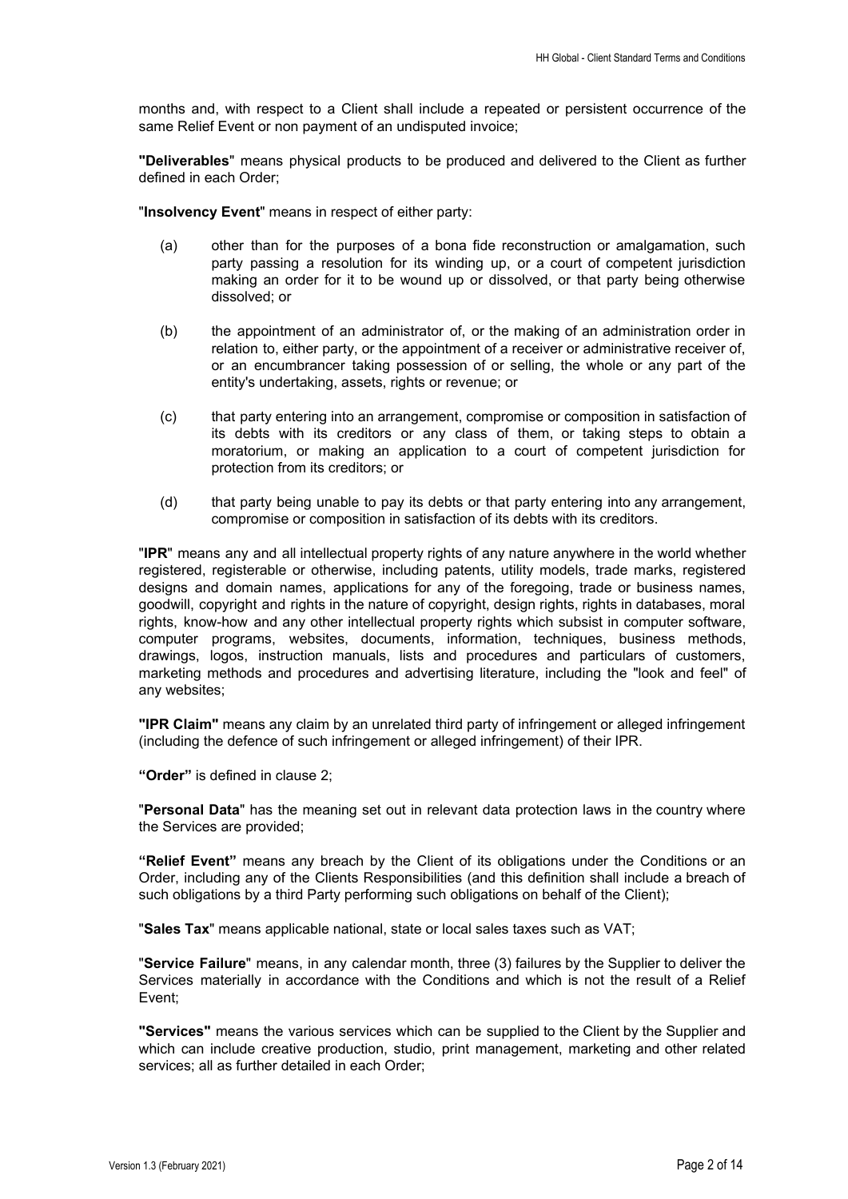months and, with respect to a Client shall include a repeated or persistent occurrence of the same Relief Event or non payment of an undisputed invoice;

**"Deliverables"** means physical products to be produced and delivered to the Client as further defined in each Order;

"**Insolvency Event**" means in respect of either party:

(a) other than for the purposes of a bona fide reconstruction or amalgamation, such party passing a resolution for its winding up, or a court of competent jurisdiction making an order for it to be wound up or dissolved, or that party being otherwise dissolved; or

(b) the appointment of an administrator of, or the making of an administration order in relation to, either party, or the appointment of a receiver or administrative receiver of, or an encumbrancer taking possession of or selling, the whole or any part of the entity's undertaking, assets, rights or revenue; or

(c) that party entering into an arrangement, compromise or composition in satisfaction of its debts with its creditors or any class of them, or taking steps to obtain a moratorium, or making an application to a court of competent jurisdiction for protection from its creditors; or

(d) that party being unable to pay its debts or that party entering into any arrangement, compromise or composition in satisfaction of its debts with its creditors.

"**IPR**" means any and all intellectual property rights of any nature anywhere in the world whether registered, registerable or otherwise, including patents, utility models, trade marks, registered designs and domain names, applications for any of the foregoing, trade or business names, goodwill, copyright and rights in the nature of copyright, design rights, rights in databases, moral rights, know-how and any other intellectual property rights which subsist in computer software, computer programs, websites, documents, information, techniques, business methods, drawings, logos, instruction manuals, lists and procedures and particulars of customers, marketing methods and procedures and advertising literature, including the "look and feel" of any websites;

**"IPR Claim"** means any claim by an unrelated third party of infringement or alleged infringement (including the defence of such infringement or alleged infringement) of their IPR.

**"Order"** is defined in clause 2;

"**Personal Data**" has the meaning set out in relevant data protection laws in the country where the Services are provided;

**"Relief Event"** means any breach by the Client of its obligations under the Conditions or an Order, including any of the Clients Responsibilities (and this definition shall include a breach of such obligations by a third Party performing such obligations on behalf of the Client);

"**Sales Tax**" means applicable national, state or local sales taxes such as VAT;

"**Service Failure**" means, in any calendar month, three (3) failures by the Supplier to deliver the Services materially in accordance with the Conditions and which is not the result of a Relief Event;

**"Services"** means the various services which can be supplied to the Client by the Supplier and which can include creative production, studio, print management, marketing and other related services; all as further detailed in each Order;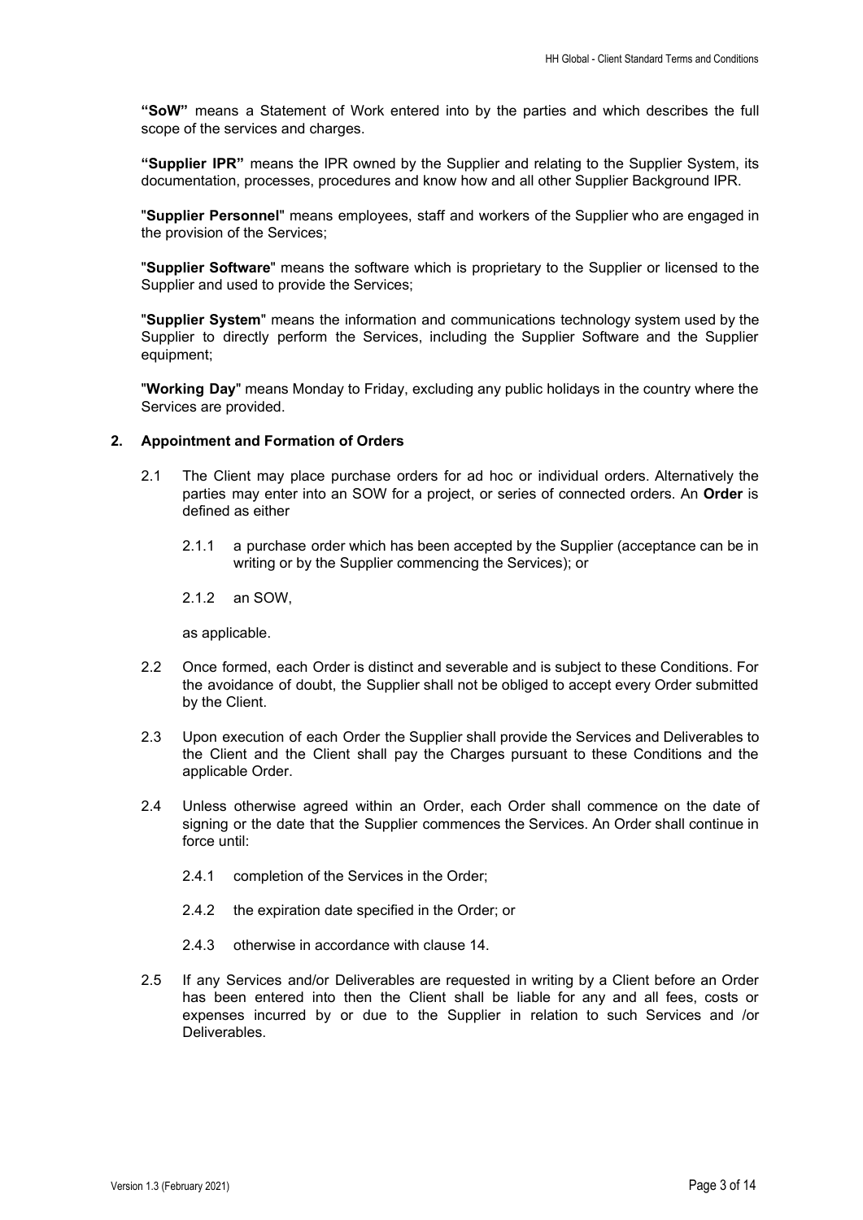**"SoW"** means a Statement of Work entered into by the parties and which describes the full scope of the services and charges.

**"Supplier IPR"** means the IPR owned by the Supplier and relating to the Supplier System, its documentation, processes, procedures and know how and all other Supplier Background IPR.

"**Supplier Personnel**" means employees, staff and workers of the Supplier who are engaged in the provision of the Services;

"**Supplier Software**" means the software which is proprietary to the Supplier or licensed to the Supplier and used to provide the Services;

"**Supplier System**" means the information and communications technology system used by the Supplier to directly perform the Services, including the Supplier Software and the Supplier equipment;

"**Working Day**" means Monday to Friday, excluding any public holidays in the country where the Services are provided.

## 2. Appointment and Formation of Orders

2.1 The Client may place purchase orders for ad hoc or individual orders. Alternatively the parties may enter into an SOW for a project, or series of connected orders. An **Order** is defined as either

2.1.1 a purchase order which has been accepted by the Supplier (acceptance can be in writing or by the Supplier commencing the Services); or

2.1.2 an SOW,

as applicable.

2.2 Once formed, each Order is distinct and severable and is subject to these Conditions. For the avoidance of doubt, the Supplier shall not be obliged to accept every Order submitted by the Client.

2.3 Upon execution of each Order the Supplier shall provide the Services and Deliverables to the Client and the Client shall pay the Charges pursuant to these Conditions and the applicable Order.

2.4 Unless otherwise agreed within an Order, each Order shall commence on the date of signing or the date that the Supplier commences the Services. An Order shall continue in force until:

2.4.1 completion of the Services in the Order;

2.4.2 the expiration date specified in the Order; or

2.4.3 otherwise in accordance with clause 14.

2.5 If any Services and/or Deliverables are requested in writing by a Client before an Order has been entered into then the Client shall be liable for any and all fees, costs or expenses incurred by or due to the Supplier in relation to such Services and /or Deliverables.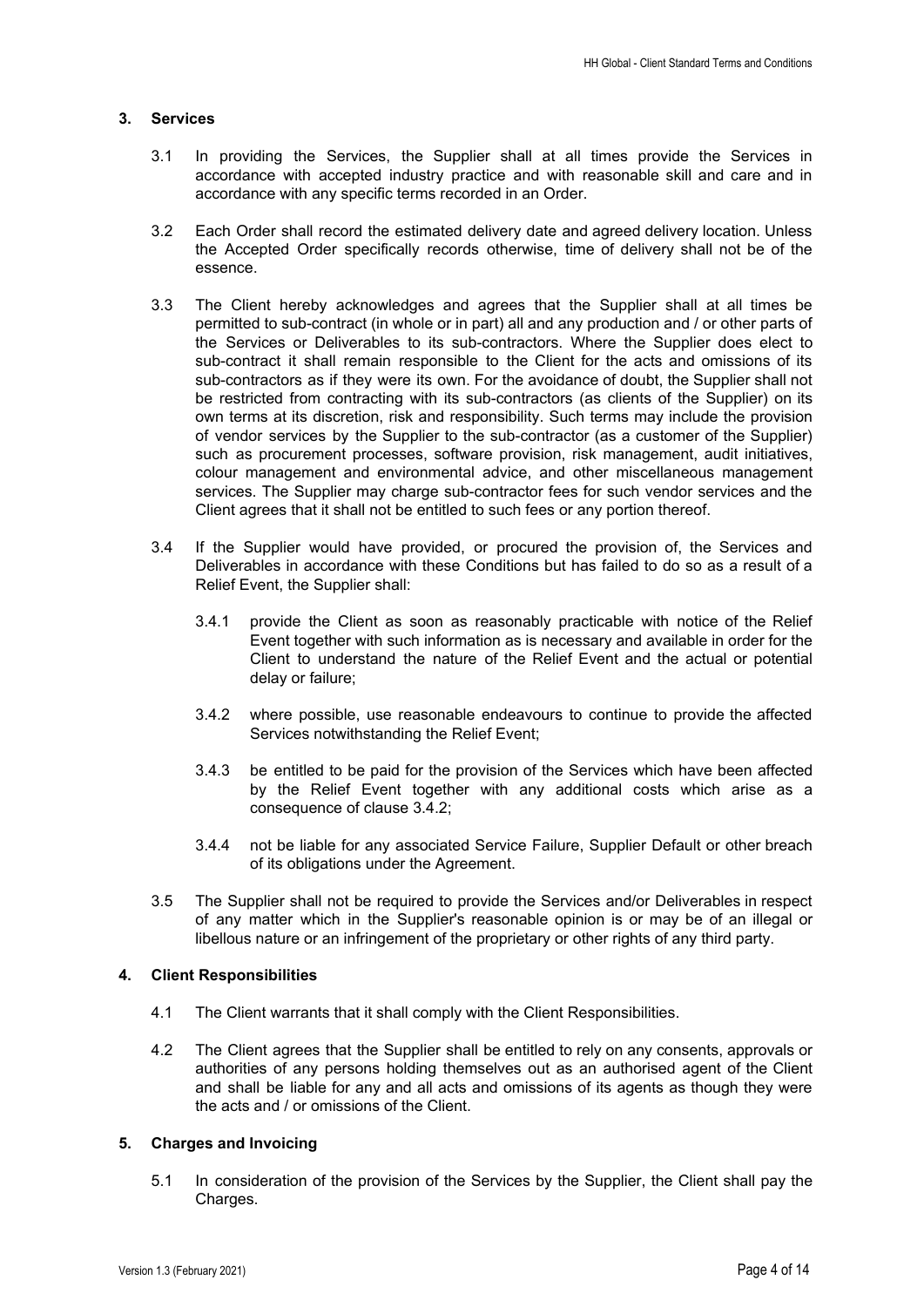## 3. Services

3.1 In providing the Services, the Supplier shall at all times provide the Services in accordance with accepted industry practice and with reasonable skill and care and in accordance with any specific terms recorded in an Order.

3.2 Each Order shall record the estimated delivery date and agreed delivery location. Unless the Accepted Order specifically records otherwise, time of delivery shall not be of the essence.

3.3 The Client hereby acknowledges and agrees that the Supplier shall at all times be permitted to sub-contract (in whole or in part) all and any production and / or other parts of the Services or Deliverables to its sub-contractors. Where the Supplier does elect to sub-contract it shall remain responsible to the Client for the acts and omissions of its sub-contractors as if they were its own. For the avoidance of doubt, the Supplier shall not be restricted from contracting with its sub-contractors (as clients of the Supplier) on its own terms at its discretion, risk and responsibility. Such terms may include the provision of vendor services by the Supplier to the sub-contractor (as a customer of the Supplier) such as procurement processes, software provision, risk management, audit initiatives, colour management and environmental advice, and other miscellaneous management services. The Supplier may charge sub-contractor fees for such vendor services and the Client agrees that it shall not be entitled to such fees or any portion thereof.

3.4 If the Supplier would have provided, or procured the provision of, the Services and Deliverables in accordance with these Conditions but has failed to do so as a result of a Relief Event, the Supplier shall:

3.4.1 provide the Client as soon as reasonably practicable with notice of the Relief Event together with such information as is necessary and available in order for the Client to understand the nature of the Relief Event and the actual or potential delay or failure;

3.4.2 where possible, use reasonable endeavours to continue to provide the affected Services notwithstanding the Relief Event;

3.4.3 be entitled to be paid for the provision of the Services which have been affected by the Relief Event together with any additional costs which arise as a consequence of clause 3.4.2;

3.4.4 not be liable for any associated Service Failure, Supplier Default or other breach of its obligations under the Agreement.

3.5 The Supplier shall not be required to provide the Services and/or Deliverables in respect of any matter which in the Supplier's reasonable opinion is or may be of an illegal or libellous nature or an infringement of the proprietary or other rights of any third party.

## 4. Client Responsibilities

4.1 The Client warrants that it shall comply with the Client Responsibilities.

4.2 The Client agrees that the Supplier shall be entitled to rely on any consents, approvals or authorities of any persons holding themselves out as an authorised agent of the Client and shall be liable for any and all acts and omissions of its agents as though they were the acts and / or omissions of the Client.

## 5. Charges and Invoicing

5.1 In consideration of the provision of the Services by the Supplier, the Client shall pay the Charges.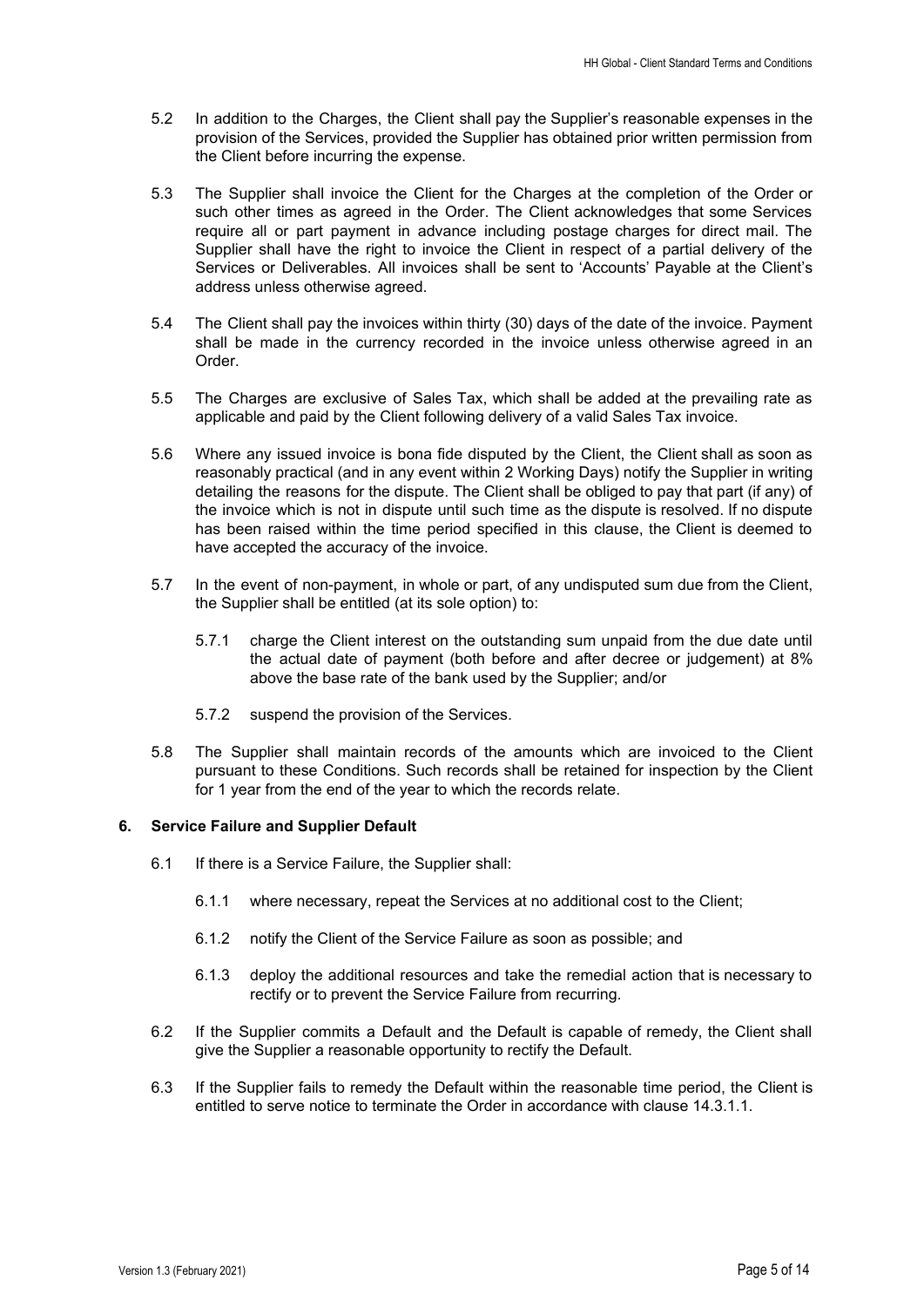5.2 In addition to the Charges, the Client shall pay the Supplier's reasonable expenses in the provision of the Services, provided the Supplier has obtained prior written permission from the Client before incurring the expense.

5.3 The Supplier shall invoice the Client for the Charges at the completion of the Order or such other times as agreed in the Order. The Client acknowledges that some Services require all or part payment in advance including postage charges for direct mail. The Supplier shall have the right to invoice the Client in respect of a partial delivery of the Services or Deliverables. All invoices shall be sent to 'Accounts' Payable at the Client's address unless otherwise agreed.

5.4 The Client shall pay the invoices within thirty (30) days of the date of the invoice. Payment shall be made in the currency recorded in the invoice unless otherwise agreed in an Order.

5.5 The Charges are exclusive of Sales Tax, which shall be added at the prevailing rate as applicable and paid by the Client following delivery of a valid Sales Tax invoice.

5.6 Where any issued invoice is bona fide disputed by the Client, the Client shall as soon as reasonably practical (and in any event within 2 Working Days) notify the Supplier in writing detailing the reasons for the dispute. The Client shall be obliged to pay that part (if any) of the invoice which is not in dispute until such time as the dispute is resolved. If no dispute has been raised within the time period specified in this clause, the Client is deemed to have accepted the accuracy of the invoice.

5.7 In the event of non-payment, in whole or part, of any undisputed sum due from the Client, the Supplier shall be entitled (at its sole option) to:

5.7.1 charge the Client interest on the outstanding sum unpaid from the due date until the actual date of payment (both before and after decree or judgement) at 8% above the base rate of the bank used by the Supplier; and/or

5.7.2 suspend the provision of the Services.

5.8 The Supplier shall maintain records of the amounts which are invoiced to the Client pursuant to these Conditions. Such records shall be retained for inspection by the Client for 1 year from the end of the year to which the records relate.

## 6. Service Failure and Supplier Default

6.1 If there is a Service Failure, the Supplier shall:

6.1.1 where necessary, repeat the Services at no additional cost to the Client;

6.1.2 notify the Client of the Service Failure as soon as possible; and

6.1.3 deploy the additional resources and take the remedial action that is necessary to rectify or to prevent the Service Failure from recurring.

6.2 If the Supplier commits a Default and the Default is capable of remedy, the Client shall give the Supplier a reasonable opportunity to rectify the Default.

6.3 If the Supplier fails to remedy the Default within the reasonable time period, the Client is entitled to serve notice to terminate the Order in accordance with clause 14.3.1.1.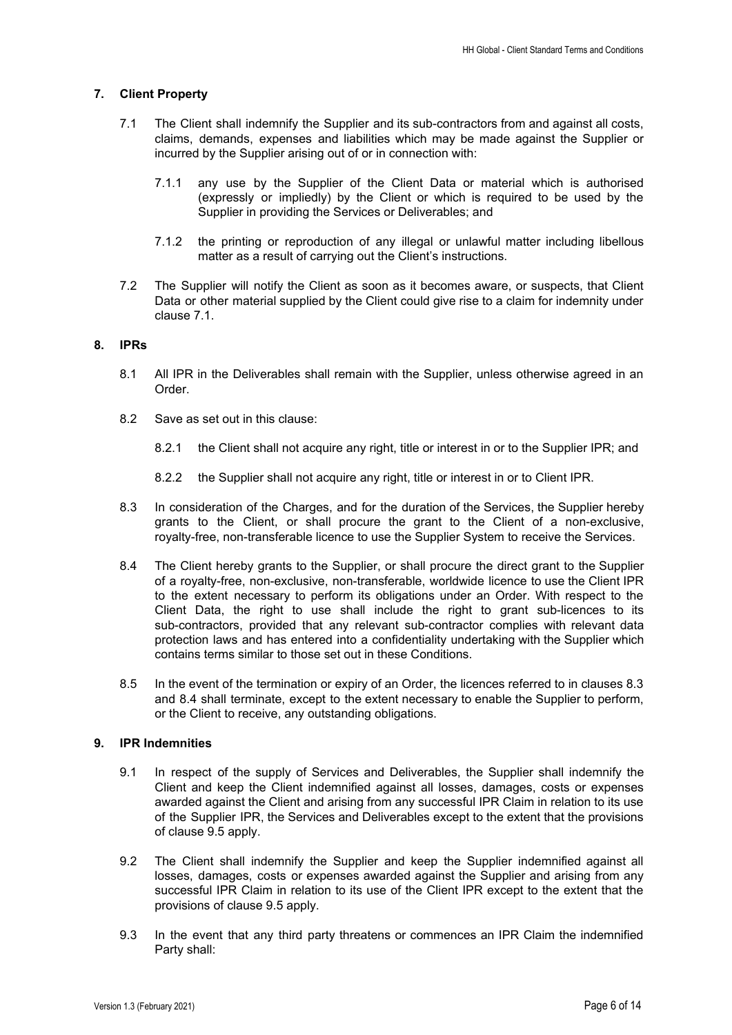## 7. Client Property

7.1 The Client shall indemnify the Supplier and its sub-contractors from and against all costs, claims, demands, expenses and liabilities which may be made against the Supplier or incurred by the Supplier arising out of or in connection with:

7.1.1 any use by the Supplier of the Client Data or material which is authorised (expressly or impliedly) by the Client or which is required to be used by the Supplier in providing the Services or Deliverables; and

7.1.2 the printing or reproduction of any illegal or unlawful matter including libellous matter as a result of carrying out the Client's instructions.

7.2 The Supplier will notify the Client as soon as it becomes aware, or suspects, that Client Data or other material supplied by the Client could give rise to a claim for indemnity under clause 7.1.

## 8. IPRs

8.1 All IPR in the Deliverables shall remain with the Supplier, unless otherwise agreed in an Order.

8.2 Save as set out in this clause:

8.2.1 the Client shall not acquire any right, title or interest in or to the Supplier IPR; and

8.2.2 the Supplier shall not acquire any right, title or interest in or to Client IPR.

8.3 In consideration of the Charges, and for the duration of the Services, the Supplier hereby grants to the Client, or shall procure the grant to the Client of a non-exclusive, royalty-free, non-transferable licence to use the Supplier System to receive the Services.

8.4 The Client hereby grants to the Supplier, or shall procure the direct grant to the Supplier of a royalty-free, non-exclusive, non-transferable, worldwide licence to use the Client IPR to the extent necessary to perform its obligations under an Order. With respect to the Client Data, the right to use shall include the right to grant sub-licences to its sub-contractors, provided that any relevant sub-contractor complies with relevant data protection laws and has entered into a confidentiality undertaking with the Supplier which contains terms similar to those set out in these Conditions.

8.5 In the event of the termination or expiry of an Order, the licences referred to in clauses 8.3 and 8.4 shall terminate, except to the extent necessary to enable the Supplier to perform, or the Client to receive, any outstanding obligations.

## 9. IPR Indemnities

9.1 In respect of the supply of Services and Deliverables, the Supplier shall indemnify the Client and keep the Client indemnified against all losses, damages, costs or expenses awarded against the Client and arising from any successful IPR Claim in relation to its use of the Supplier IPR, the Services and Deliverables except to the extent that the provisions of clause 9.5 apply.

9.2 The Client shall indemnify the Supplier and keep the Supplier indemnified against all losses, damages, costs or expenses awarded against the Supplier and arising from any successful IPR Claim in relation to its use of the Client IPR except to the extent that the provisions of clause 9.5 apply.

9.3 In the event that any third party threatens or commences an IPR Claim the indemnified Party shall: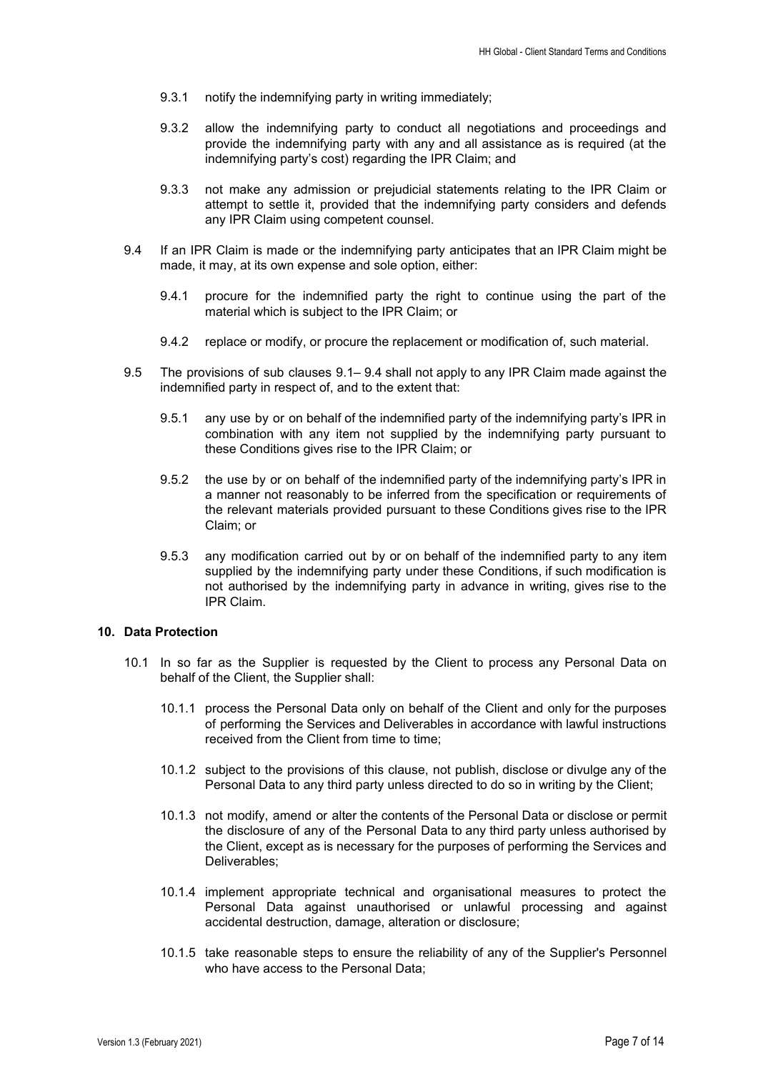9.3.1 notify the indemnifying party in writing immediately;

9.3.2 allow the indemnifying party to conduct all negotiations and proceedings and provide the indemnifying party with any and all assistance as is required (at the indemnifying party's cost) regarding the IPR Claim; and

9.3.3 not make any admission or prejudicial statements relating to the IPR Claim or attempt to settle it, provided that the indemnifying party considers and defends any IPR Claim using competent counsel.

9.4 If an IPR Claim is made or the indemnifying party anticipates that an IPR Claim might be made, it may, at its own expense and sole option, either:

9.4.1 procure for the indemnified party the right to continue using the part of the material which is subject to the IPR Claim; or

9.4.2 replace or modify, or procure the replacement or modification of, such material.

9.5 The provisions of sub clauses 9.1– 9.4 shall not apply to any IPR Claim made against the indemnified party in respect of, and to the extent that:

9.5.1 any use by or on behalf of the indemnified party of the indemnifying party's IPR in combination with any item not supplied by the indemnifying party pursuant to these Conditions gives rise to the IPR Claim; or

9.5.2 the use by or on behalf of the indemnified party of the indemnifying party's IPR in a manner not reasonably to be inferred from the specification or requirements of the relevant materials provided pursuant to these Conditions gives rise to the IPR Claim; or

9.5.3 any modification carried out by or on behalf of the indemnified party to any item supplied by the indemnifying party under these Conditions, if such modification is not authorised by the indemnifying party in advance in writing, gives rise to the IPR Claim.

## 10. Data Protection

10.1 In so far as the Supplier is requested by the Client to process any Personal Data on behalf of the Client, the Supplier shall:

10.1.1 process the Personal Data only on behalf of the Client and only for the purposes of performing the Services and Deliverables in accordance with lawful instructions received from the Client from time to time;

10.1.2 subject to the provisions of this clause, not publish, disclose or divulge any of the Personal Data to any third party unless directed to do so in writing by the Client;

10.1.3 not modify, amend or alter the contents of the Personal Data or disclose or permit the disclosure of any of the Personal Data to any third party unless authorised by the Client, except as is necessary for the purposes of performing the Services and Deliverables;

10.1.4 implement appropriate technical and organisational measures to protect the Personal Data against unauthorised or unlawful processing and against accidental destruction, damage, alteration or disclosure;

10.1.5 take reasonable steps to ensure the reliability of any of the Supplier's Personnel who have access to the Personal Data;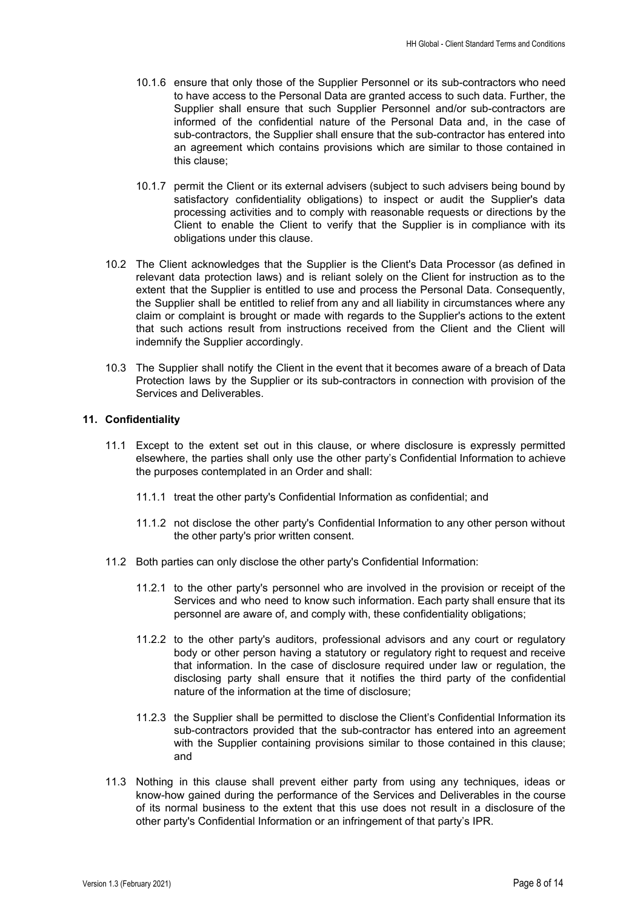10.1.6 ensure that only those of the Supplier Personnel or its sub-contractors who need to have access to the Personal Data are granted access to such data. Further, the Supplier shall ensure that such Supplier Personnel and/or sub-contractors are informed of the confidential nature of the Personal Data and, in the case of sub-contractors, the Supplier shall ensure that the sub-contractor has entered into an agreement which contains provisions which are similar to those contained in this clause;

10.1.7 permit the Client or its external advisers (subject to such advisers being bound by satisfactory confidentiality obligations) to inspect or audit the Supplier's data processing activities and to comply with reasonable requests or directions by the Client to enable the Client to verify that the Supplier is in compliance with its obligations under this clause.

10.2 The Client acknowledges that the Supplier is the Client's Data Processor (as defined in relevant data protection laws) and is reliant solely on the Client for instruction as to the extent that the Supplier is entitled to use and process the Personal Data. Consequently, the Supplier shall be entitled to relief from any and all liability in circumstances where any claim or complaint is brought or made with regards to the Supplier's actions to the extent that such actions result from instructions received from the Client and the Client will indemnify the Supplier accordingly.

10.3 The Supplier shall notify the Client in the event that it becomes aware of a breach of Data Protection laws by the Supplier or its sub-contractors in connection with provision of the Services and Deliverables.

## 11. Confidentiality

11.1 Except to the extent set out in this clause, or where disclosure is expressly permitted elsewhere, the parties shall only use the other party's Confidential Information to achieve the purposes contemplated in an Order and shall:

11.1.1 treat the other party's Confidential Information as confidential; and

11.1.2 not disclose the other party's Confidential Information to any other person without the other party's prior written consent.

11.2 Both parties can only disclose the other party's Confidential Information:

11.2.1 to the other party's personnel who are involved in the provision or receipt of the Services and who need to know such information. Each party shall ensure that its personnel are aware of, and comply with, these confidentiality obligations;

11.2.2 to the other party's auditors, professional advisors and any court or regulatory body or other person having a statutory or regulatory right to request and receive that information. In the case of disclosure required under law or regulation, the disclosing party shall ensure that it notifies the third party of the confidential nature of the information at the time of disclosure;

11.2.3 the Supplier shall be permitted to disclose the Client's Confidential Information its sub-contractors provided that the sub-contractor has entered into an agreement with the Supplier containing provisions similar to those contained in this clause; and

11.3 Nothing in this clause shall prevent either party from using any techniques, ideas or know-how gained during the performance of the Services and Deliverables in the course of its normal business to the extent that this use does not result in a disclosure of the other party's Confidential Information or an infringement of that party's IPR.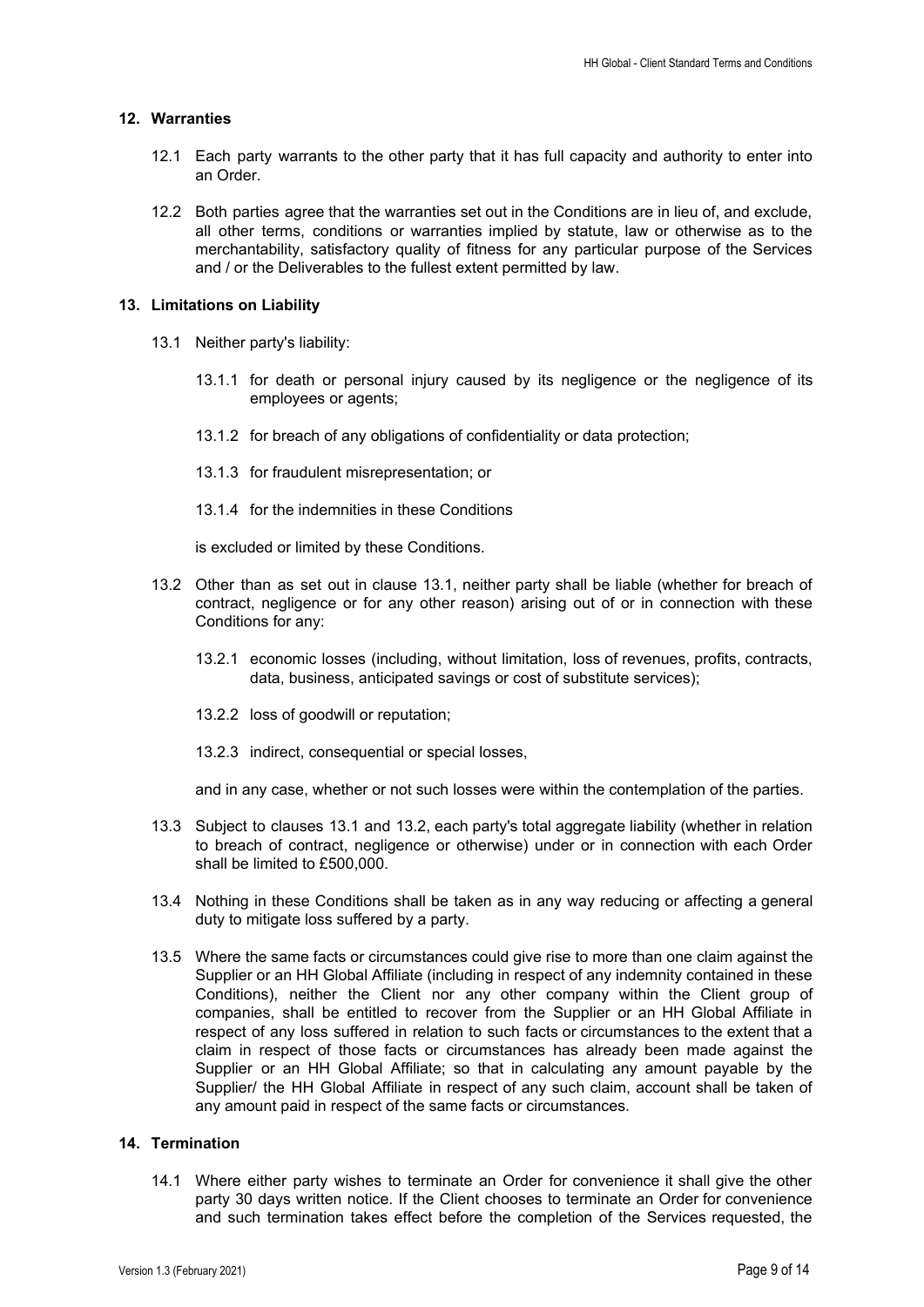## 12. Warranties

12.1 Each party warrants to the other party that it has full capacity and authority to enter into an Order.

12.2 Both parties agree that the warranties set out in the Conditions are in lieu of, and exclude, all other terms, conditions or warranties implied by statute, law or otherwise as to the merchantability, satisfactory quality of fitness for any particular purpose of the Services and / or the Deliverables to the fullest extent permitted by law.

## 13. Limitations on Liability

13.1 Neither party's liability:

13.1.1 for death or personal injury caused by its negligence or the negligence of its employees or agents;

13.1.2 for breach of any obligations of confidentiality or data protection;

13.1.3 for fraudulent misrepresentation; or

13.1.4 for the indemnities in these Conditions

is excluded or limited by these Conditions.

13.2 Other than as set out in clause 13.1, neither party shall be liable (whether for breach of contract, negligence or for any other reason) arising out of or in connection with these Conditions for any:

13.2.1 economic losses (including, without limitation, loss of revenues, profits, contracts, data, business, anticipated savings or cost of substitute services);

13.2.2 loss of goodwill or reputation;

13.2.3 indirect, consequential or special losses,

and in any case, whether or not such losses were within the contemplation of the parties.

13.3 Subject to clauses 13.1 and 13.2, each party's total aggregate liability (whether in relation to breach of contract, negligence or otherwise) under or in connection with each Order shall be limited to £500,000.

13.4 Nothing in these Conditions shall be taken as in any way reducing or affecting a general duty to mitigate loss suffered by a party.

13.5 Where the same facts or circumstances could give rise to more than one claim against the Supplier or an HH Global Affiliate (including in respect of any indemnity contained in these Conditions), neither the Client nor any other company within the Client group of companies, shall be entitled to recover from the Supplier or an HH Global Affiliate in respect of any loss suffered in relation to such facts or circumstances to the extent that a claim in respect of those facts or circumstances has already been made against the Supplier or an HH Global Affiliate; so that in calculating any amount payable by the Supplier/ the HH Global Affiliate in respect of any such claim, account shall be taken of any amount paid in respect of the same facts or circumstances.

## 14. Termination

14.1 Where either party wishes to terminate an Order for convenience it shall give the other party 30 days written notice. If the Client chooses to terminate an Order for convenience and such termination takes effect before the completion of the Services requested, the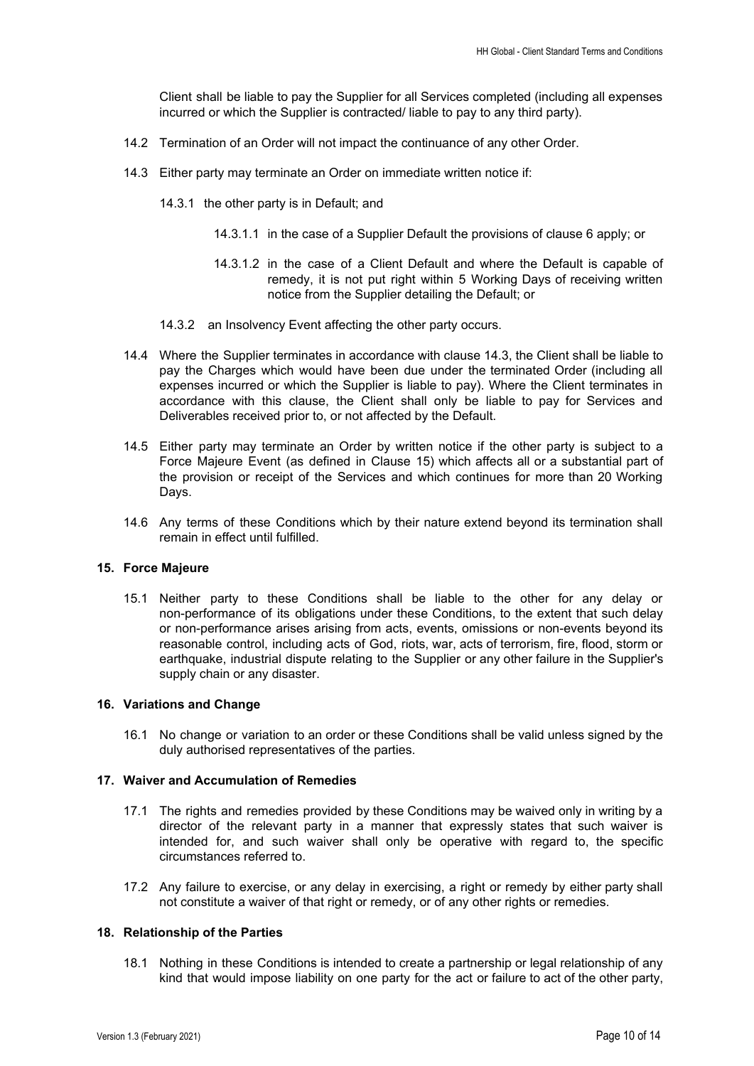Client shall be liable to pay the Supplier for all Services completed (including all expenses incurred or which the Supplier is contracted/ liable to pay to any third party).

14.2 Termination of an Order will not impact the continuance of any other Order.

14.3 Either party may terminate an Order on immediate written notice if:

14.3.1 the other party is in Default; and

14.3.1.1 in the case of a Supplier Default the provisions of clause 6 apply; or

14.3.1.2 in the case of a Client Default and where the Default is capable of remedy, it is not put right within 5 Working Days of receiving written notice from the Supplier detailing the Default; or

14.3.2 an Insolvency Event affecting the other party occurs.

14.4 Where the Supplier terminates in accordance with clause 14.3, the Client shall be liable to pay the Charges which would have been due under the terminated Order (including all expenses incurred or which the Supplier is liable to pay). Where the Client terminates in accordance with this clause, the Client shall only be liable to pay for Services and Deliverables received prior to, or not affected by the Default.

14.5 Either party may terminate an Order by written notice if the other party is subject to a Force Majeure Event (as defined in Clause 15) which affects all or a substantial part of the provision or receipt of the Services and which continues for more than 20 Working Days.

14.6 Any terms of these Conditions which by their nature extend beyond its termination shall remain in effect until fulfilled.

## 15. Force Majeure

15.1 Neither party to these Conditions shall be liable to the other for any delay or non-performance of its obligations under these Conditions, to the extent that such delay or non-performance arises arising from acts, events, omissions or non-events beyond its reasonable control, including acts of God, riots, war, acts of terrorism, fire, flood, storm or earthquake, industrial dispute relating to the Supplier or any other failure in the Supplier's supply chain or any disaster.

## 16. Variations and Change

16.1 No change or variation to an order or these Conditions shall be valid unless signed by the duly authorised representatives of the parties.

## 17. Waiver and Accumulation of Remedies

17.1 The rights and remedies provided by these Conditions may be waived only in writing by a director of the relevant party in a manner that expressly states that such waiver is intended for, and such waiver shall only be operative with regard to, the specific circumstances referred to.

17.2 Any failure to exercise, or any delay in exercising, a right or remedy by either party shall not constitute a waiver of that right or remedy, or of any other rights or remedies.

## 18. Relationship of the Parties

18.1 Nothing in these Conditions is intended to create a partnership or legal relationship of any kind that would impose liability on one party for the act or failure to act of the other party,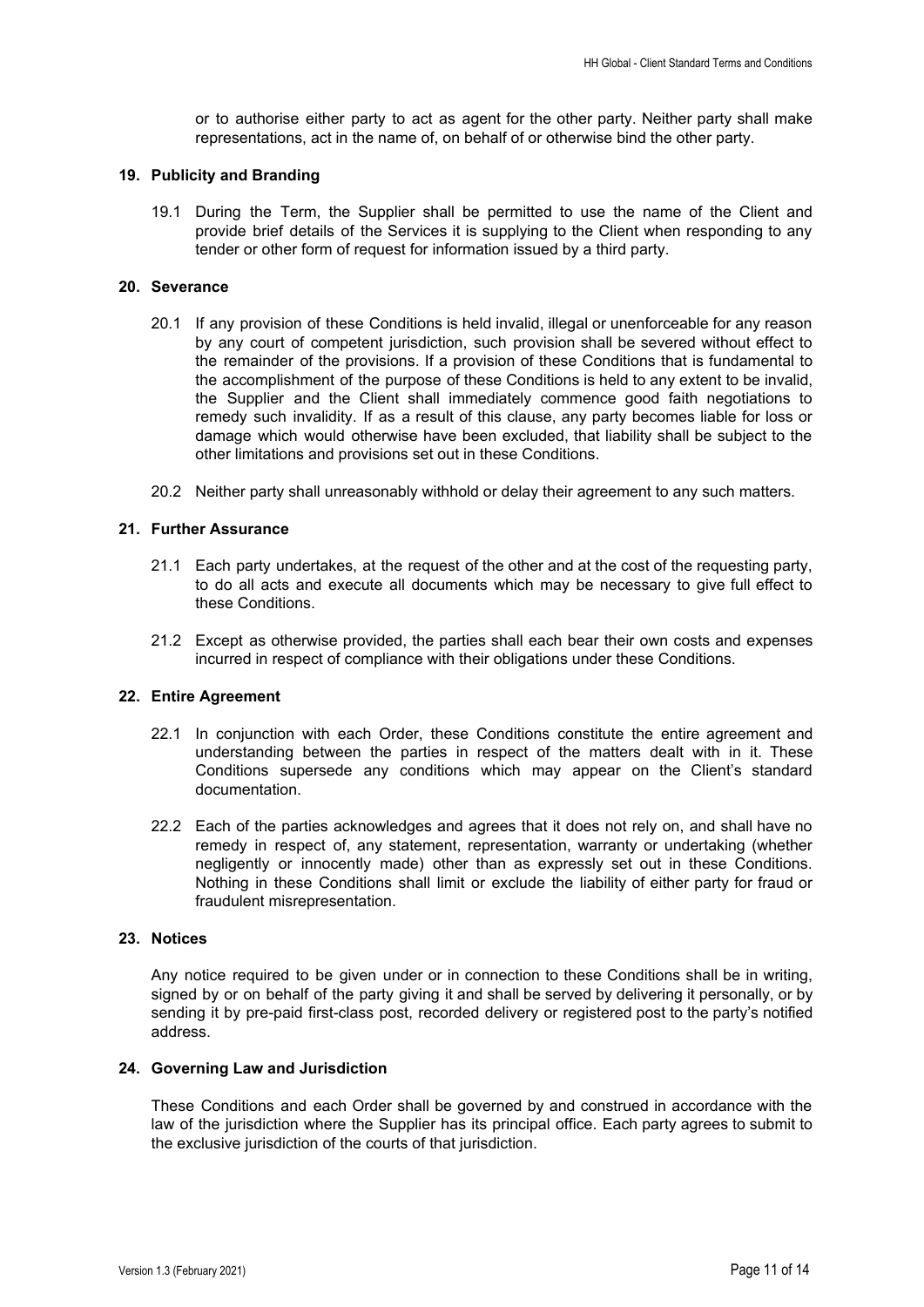or to authorise either party to act as agent for the other party. Neither party shall make representations, act in the name of, on behalf of or otherwise bind the other party.

## 19. Publicity and Branding

19.1 During the Term, the Supplier shall be permitted to use the name of the Client and provide brief details of the Services it is supplying to the Client when responding to any tender or other form of request for information issued by a third party.

## 20. Severance

20.1 If any provision of these Conditions is held invalid, illegal or unenforceable for any reason by any court of competent jurisdiction, such provision shall be severed without effect to the remainder of the provisions. If a provision of these Conditions that is fundamental to the accomplishment of the purpose of these Conditions is held to any extent to be invalid, the Supplier and the Client shall immediately commence good faith negotiations to remedy such invalidity. If as a result of this clause, any party becomes liable for loss or damage which would otherwise have been excluded, that liability shall be subject to the other limitations and provisions set out in these Conditions.

20.2 Neither party shall unreasonably withhold or delay their agreement to any such matters.

## 21. Further Assurance

21.1 Each party undertakes, at the request of the other and at the cost of the requesting party, to do all acts and execute all documents which may be necessary to give full effect to these Conditions.

21.2 Except as otherwise provided, the parties shall each bear their own costs and expenses incurred in respect of compliance with their obligations under these Conditions.

## 22. Entire Agreement

22.1 In conjunction with each Order, these Conditions constitute the entire agreement and understanding between the parties in respect of the matters dealt with in it. These Conditions supersede any conditions which may appear on the Client's standard documentation.

22.2 Each of the parties acknowledges and agrees that it does not rely on, and shall have no remedy in respect of, any statement, representation, warranty or undertaking (whether negligently or innocently made) other than as expressly set out in these Conditions. Nothing in these Conditions shall limit or exclude the liability of either party for fraud or fraudulent misrepresentation.

## 23. Notices

Any notice required to be given under or in connection to these Conditions shall be in writing, signed by or on behalf of the party giving it and shall be served by delivering it personally, or by sending it by pre-paid first-class post, recorded delivery or registered post to the party's notified address.

## 24. Governing Law and Jurisdiction

These Conditions and each Order shall be governed by and construed in accordance with the law of the jurisdiction where the Supplier has its principal office. Each party agrees to submit to the exclusive jurisdiction of the courts of that jurisdiction.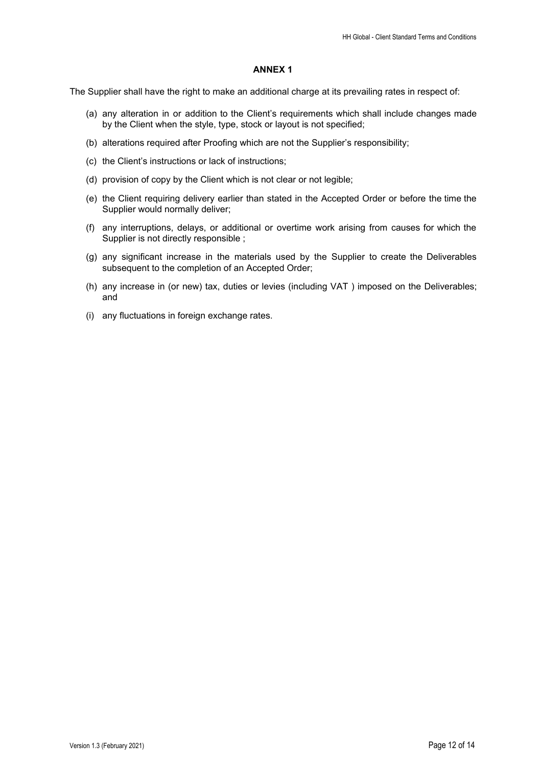## ANNEX 1

The Supplier shall have the right to make an additional charge at its prevailing rates in respect of:

(a) any alteration in or addition to the Client's requirements which shall include changes made by the Client when the style, type, stock or layout is not specified;

(b) alterations required after Proofing which are not the Supplier's responsibility;

(c) the Client's instructions or lack of instructions;

(d) provision of copy by the Client which is not clear or not legible;

(e) the Client requiring delivery earlier than stated in the Accepted Order or before the time the Supplier would normally deliver;

(f) any interruptions, delays, or additional or overtime work arising from causes for which the Supplier is not directly responsible ;

(g) any significant increase in the materials used by the Supplier to create the Deliverables subsequent to the completion of an Accepted Order;

(h) any increase in (or new) tax, duties or levies (including VAT ) imposed on the Deliverables; and

(i) any fluctuations in foreign exchange rates.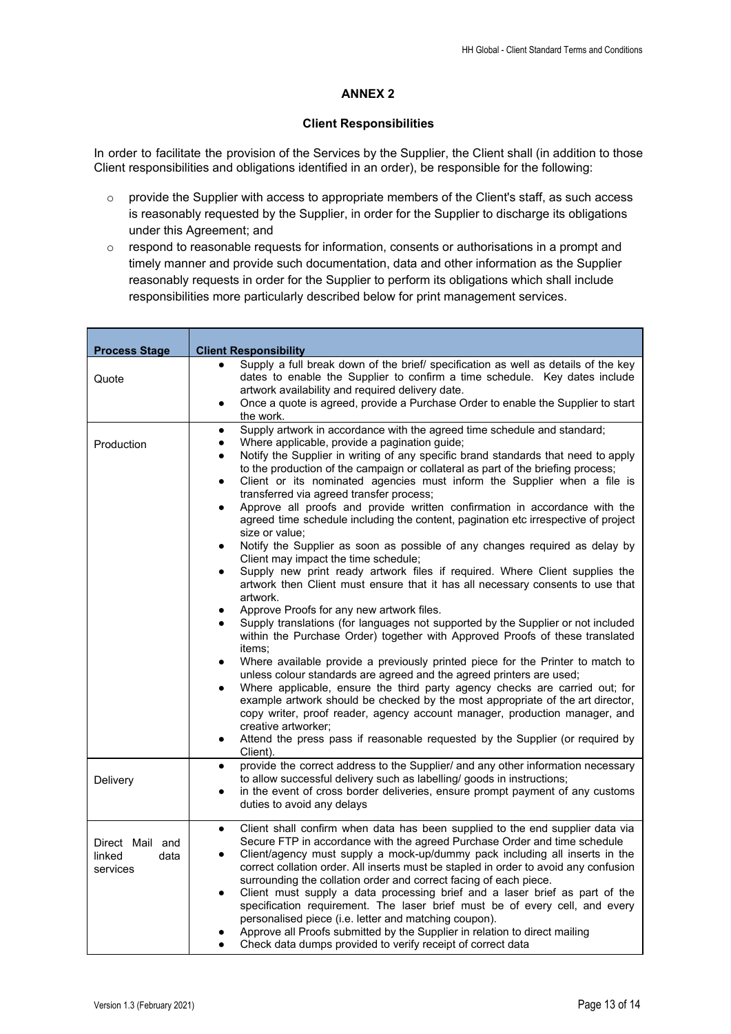## ANNEX 2

### Client Responsibilities

In order to facilitate the provision of the Services by the Supplier, the Client shall (in addition to those Client responsibilities and obligations identified in an order), be responsible for the following:

- provide the Supplier with access to appropriate members of the Client's staff, as such access is reasonably requested by the Supplier, in order for the Supplier to discharge its obligations under this Agreement; and
- respond to reasonable requests for information, consents or authorisations in a prompt and timely manner and provide such documentation, data and other information as the Supplier reasonably requests in order for the Supplier to perform its obligations which shall include responsibilities more particularly described below for print management services.

| Process Stage | Client Responsibility |
|---|---|
| Quote | • Supply a full break down of the brief/ specification as well as details of the key dates to enable the Supplier to confirm a time schedule. Key dates include artwork availability and required delivery date.<br>• Once a quote is agreed, provide a Purchase Order to enable the Supplier to start the work. |
| Production | • Supply artwork in accordance with the agreed time schedule and standard;<br>• Where applicable, provide a pagination guide;<br>• Notify the Supplier in writing of any specific brand standards that need to apply to the production of the campaign or collateral as part of the briefing process;<br>• Client or its nominated agencies must inform the Supplier when a file is transferred via agreed transfer process;<br>• Approve all proofs and provide written confirmation in accordance with the agreed time schedule including the content, pagination etc irrespective of project size or value;<br>• Notify the Supplier as soon as possible of any changes required as delay by Client may impact the time schedule;<br>• Supply new print ready artwork files if required. Where Client supplies the artwork then Client must ensure that it has all necessary consents to use that artwork.<br>• Approve Proofs for any new artwork files.<br>• Supply translations (for languages not supported by the Supplier or not included within the Purchase Order) together with Approved Proofs of these translated items;<br>• Where available provide a previously printed piece for the Printer to match to unless colour standards are agreed and the agreed printers are used;<br>• Where applicable, ensure the third party agency checks are carried out; for example artwork should be checked by the most appropriate of the art director, copy writer, proof reader, agency account manager, production manager, and creative artworker;<br>• Attend the press pass if reasonable requested by the Supplier (or required by Client). |
| Delivery | • provide the correct address to the Supplier/ and any other information necessary to allow successful delivery such as labelling/ goods in instructions;<br>• in the event of cross border deliveries, ensure prompt payment of any customs duties to avoid any delays |
| Direct Mail and linked data services | • Client shall confirm when data has been supplied to the end supplier data via Secure FTP in accordance with the agreed Purchase Order and time schedule<br>• Client/agency must supply a mock-up/dummy pack including all inserts in the correct collation order. All inserts must be stapled in order to avoid any confusion surrounding the collation order and correct facing of each piece.<br>• Client must supply a data processing brief and a laser brief as part of the specification requirement. The laser brief must be of every cell, and every personalised piece (i.e. letter and matching coupon).<br>• Approve all Proofs submitted by the Supplier in relation to direct mailing<br>• Check data dumps provided to verify receipt of correct data |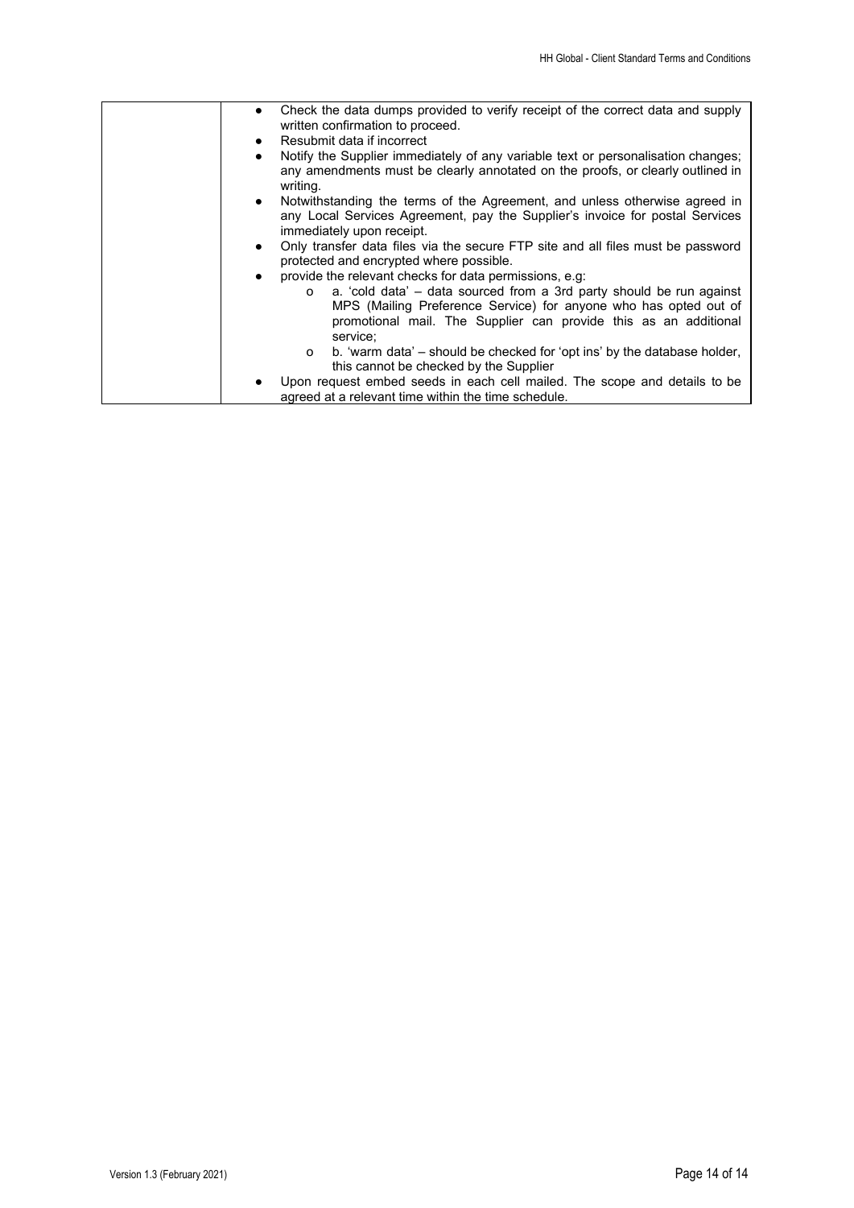| | |
|---|---|
| | • Check the data dumps provided to verify receipt of the correct data and supply written confirmation to proceed.<br>• Resubmit data if incorrect<br>• Notify the Supplier immediately of any variable text or personalisation changes; any amendments must be clearly annotated on the proofs, or clearly outlined in writing.<br>• Notwithstanding the terms of the Agreement, and unless otherwise agreed in any Local Services Agreement, pay the Supplier's invoice for postal Services immediately upon receipt.<br>• Only transfer data files via the secure FTP site and all files must be password protected and encrypted where possible.<br>• provide the relevant checks for data permissions, e.g:<br>&nbsp;&nbsp;&nbsp;&nbsp;o a. 'cold data' – data sourced from a 3rd party should be run against MPS (Mailing Preference Service) for anyone who has opted out of promotional mail. The Supplier can provide this as an additional service;<br>&nbsp;&nbsp;&nbsp;&nbsp;o b. 'warm data' – should be checked for 'opt ins' by the database holder, this cannot be checked by the Supplier<br>• Upon request embed seeds in each cell mailed. The scope and details to be agreed at a relevant time within the time schedule. |

Version 1.3 (February 2021)